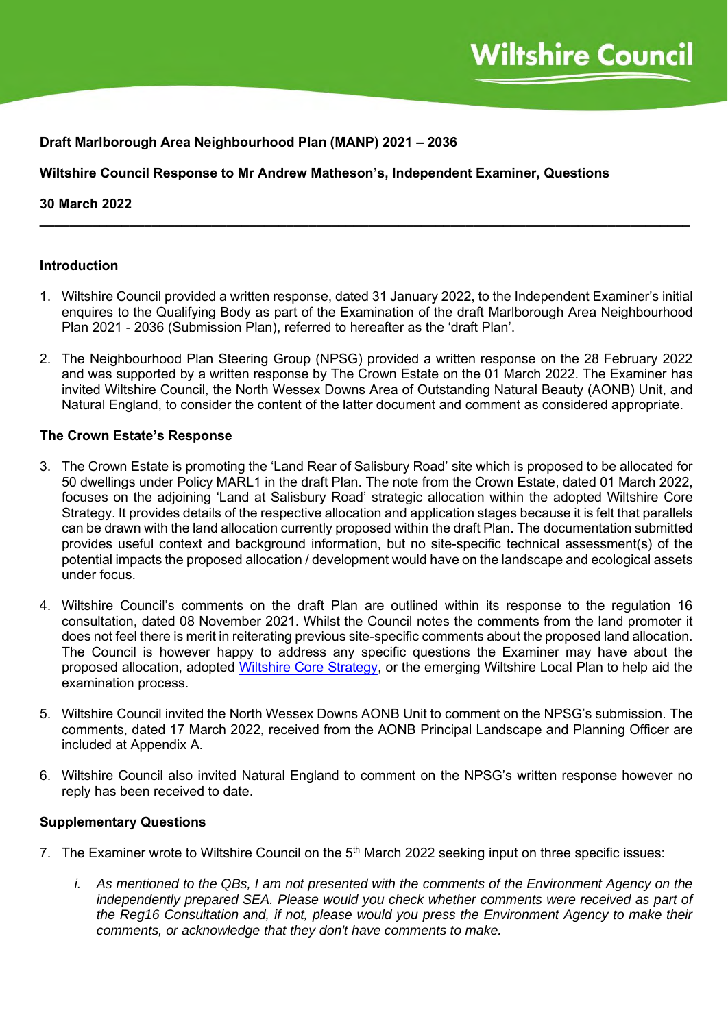**Draft Marlborough Area Neighbourhood Plan (MANP) 2021 – 2036**

**Wiltshire Council Response to Mr Andrew Matheson's, Independent Examiner, Questions**

**30 March 2022**

---

### Introduction

1. Wiltshire Council provided a written response, dated 31 January 2022, to the Independent Examiner's initial enquires to the Qualifying Body as part of the Examination of the draft Marlborough Area Neighbourhood Plan 2021 - 2036 (Submission Plan), referred to hereafter as the 'draft Plan'.

2. The Neighbourhood Plan Steering Group (NPSG) provided a written response on the 28 February 2022 and was supported by a written response by The Crown Estate on the 01 March 2022. The Examiner has invited Wiltshire Council, the North Wessex Downs Area of Outstanding Natural Beauty (AONB) Unit, and Natural England, to consider the content of the latter document and comment as considered appropriate.

### The Crown Estate's Response

3. The Crown Estate is promoting the 'Land Rear of Salisbury Road' site which is proposed to be allocated for 50 dwellings under Policy MARL1 in the draft Plan. The note from the Crown Estate, dated 01 March 2022, focuses on the adjoining 'Land at Salisbury Road' strategic allocation within the adopted Wiltshire Core Strategy. It provides details of the respective allocation and application stages because it is felt that parallels can be drawn with the land allocation currently proposed within the draft Plan. The documentation submitted provides useful context and background information, but no site-specific technical assessment(s) of the potential impacts the proposed allocation / development would have on the landscape and ecological assets under focus.

4. Wiltshire Council's comments on the draft Plan are outlined within its response to the regulation 16 consultation, dated 08 November 2021. Whilst the Council notes the comments from the land promoter it does not feel there is merit in reiterating previous site-specific comments about the proposed land allocation. The Council is however happy to address any specific questions the Examiner may have about the proposed allocation, adopted Wiltshire Core Strategy, or the emerging Wiltshire Local Plan to help aid the examination process.

5. Wiltshire Council invited the North Wessex Downs AONB Unit to comment on the NPSG's submission. The comments, dated 17 March 2022, received from the AONB Principal Landscape and Planning Officer are included at Appendix A.

6. Wiltshire Council also invited Natural England to comment on the NPSG's written response however no reply has been received to date.

### Supplementary Questions

7. The Examiner wrote to Wiltshire Council on the 5th March 2022 seeking input on three specific issues:

   i. *As mentioned to the QBs, I am not presented with the comments of the Environment Agency on the independently prepared SEA. Please would you check whether comments were received as part of the Reg16 Consultation and, if not, please would you press the Environment Agency to make their comments, or acknowledge that they don't have comments to make.*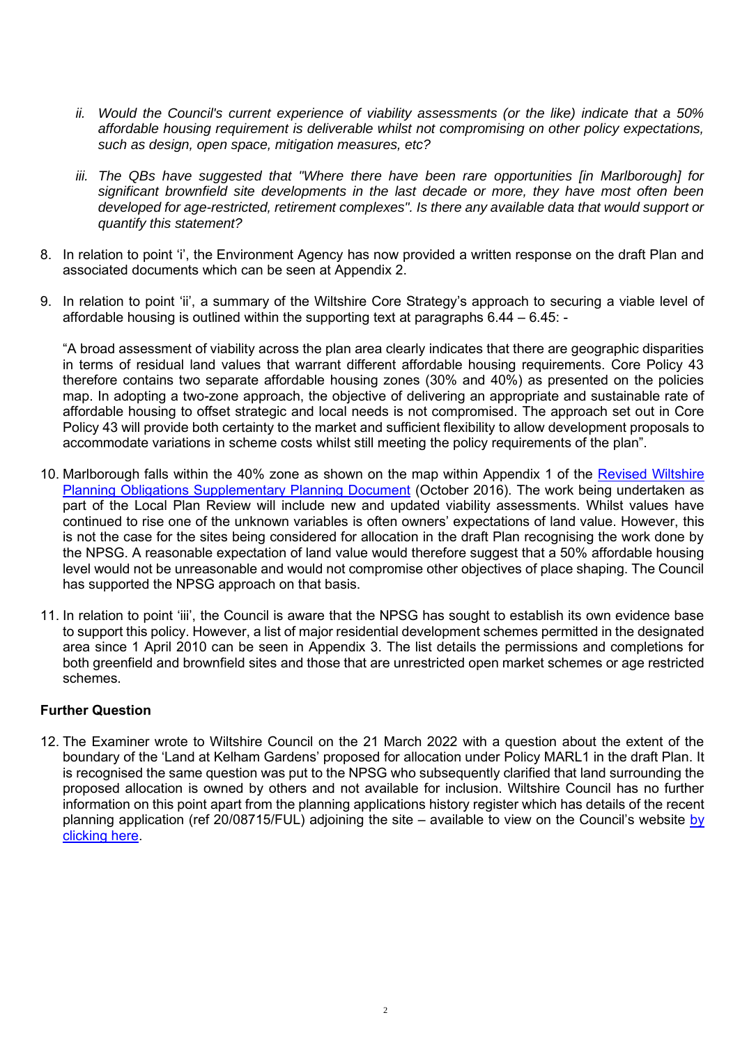ii. *Would the Council's current experience of viability assessments (or the like) indicate that a 50% affordable housing requirement is deliverable whilst not compromising on other policy expectations, such as design, open space, mitigation measures, etc?*

iii. *The QBs have suggested that "Where there have been rare opportunities [in Marlborough] for significant brownfield site developments in the last decade or more, they have most often been developed for age-restricted, retirement complexes". Is there any available data that would support or quantify this statement?*

8. In relation to point 'i', the Environment Agency has now provided a written response on the draft Plan and associated documents which can be seen at Appendix 2.

9. In relation to point 'ii', a summary of the Wiltshire Core Strategy's approach to securing a viable level of affordable housing is outlined within the supporting text at paragraphs 6.44 – 6.45: -

   "A broad assessment of viability across the plan area clearly indicates that there are geographic disparities in terms of residual land values that warrant different affordable housing requirements. Core Policy 43 therefore contains two separate affordable housing zones (30% and 40%) as presented on the policies map. In adopting a two-zone approach, the objective of delivering an appropriate and sustainable rate of affordable housing to offset strategic and local needs is not compromised. The approach set out in Core Policy 43 will provide both certainty to the market and sufficient flexibility to allow development proposals to accommodate variations in scheme costs whilst still meeting the policy requirements of the plan".

10. Marlborough falls within the 40% zone as shown on the map within Appendix 1 of the Revised Wiltshire Planning Obligations Supplementary Planning Document (October 2016). The work being undertaken as part of the Local Plan Review will include new and updated viability assessments. Whilst values have continued to rise one of the unknown variables is often owners' expectations of land value. However, this is not the case for the sites being considered for allocation in the draft Plan recognising the work done by the NPSG. A reasonable expectation of land value would therefore suggest that a 50% affordable housing level would not be unreasonable and would not compromise other objectives of place shaping. The Council has supported the NPSG approach on that basis.

11. In relation to point 'iii', the Council is aware that the NPSG has sought to establish its own evidence base to support this policy. However, a list of major residential development schemes permitted in the designated area since 1 April 2010 can be seen in Appendix 3. The list details the permissions and completions for both greenfield and brownfield sites and those that are unrestricted open market schemes or age restricted schemes.

**Further Question**

12. The Examiner wrote to Wiltshire Council on the 21 March 2022 with a question about the extent of the boundary of the 'Land at Kelham Gardens' proposed for allocation under Policy MARL1 in the draft Plan. It is recognised the same question was put to the NPSG who subsequently clarified that land surrounding the proposed allocation is owned by others and not available for inclusion. Wiltshire Council has no further information on this point apart from the planning applications history register which has details of the recent planning application (ref 20/08715/FUL) adjoining the site – available to view on the Council's website by clicking here.